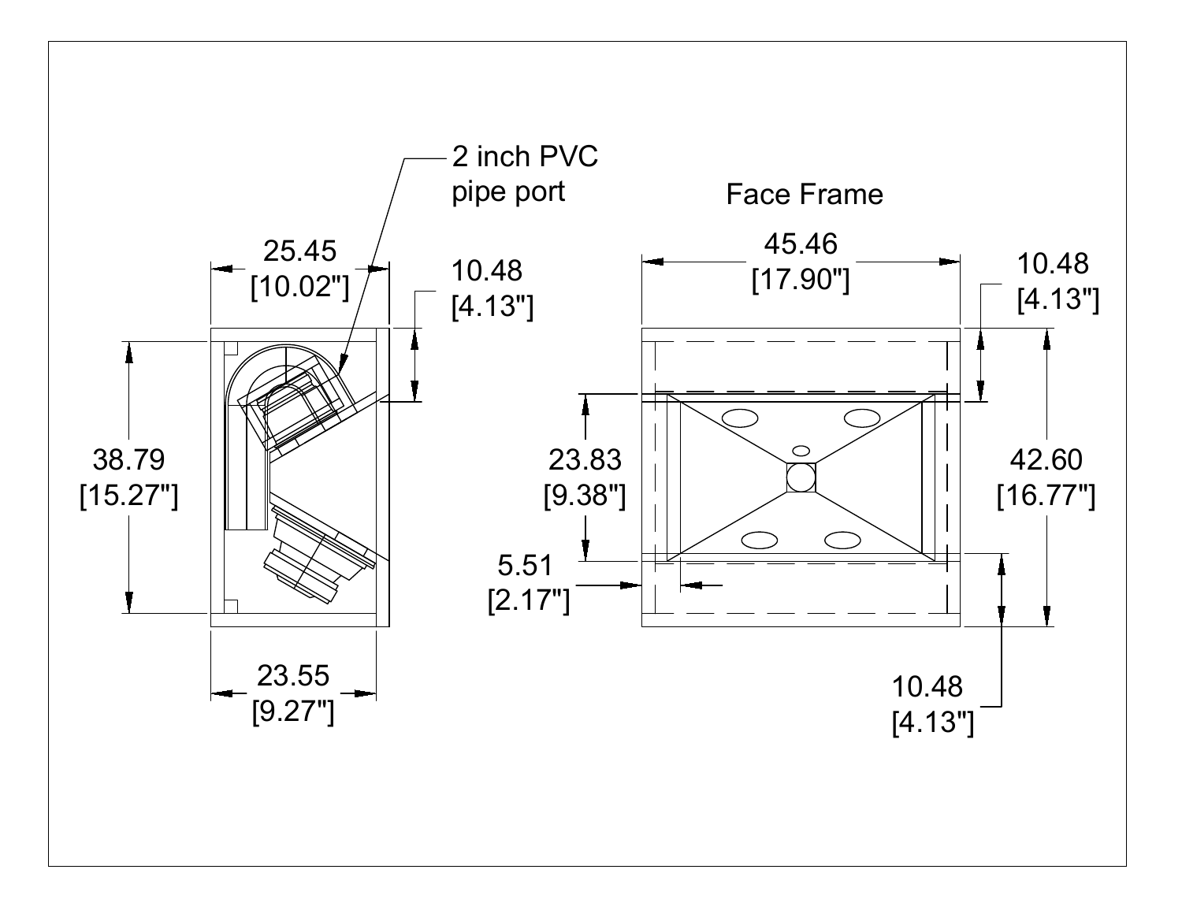2 inch PVC pipe port

25.45 [10.02"]

10.48 [4.13"]

38.79 [15.27"]

23.55 [9.27"]

Face Frame

45.46 [17.90"]

10.48 [4.13"]

23.83 [9.38"]

42.60 [16.77"]

5.51 [2.17"]

10.48 [4.13"]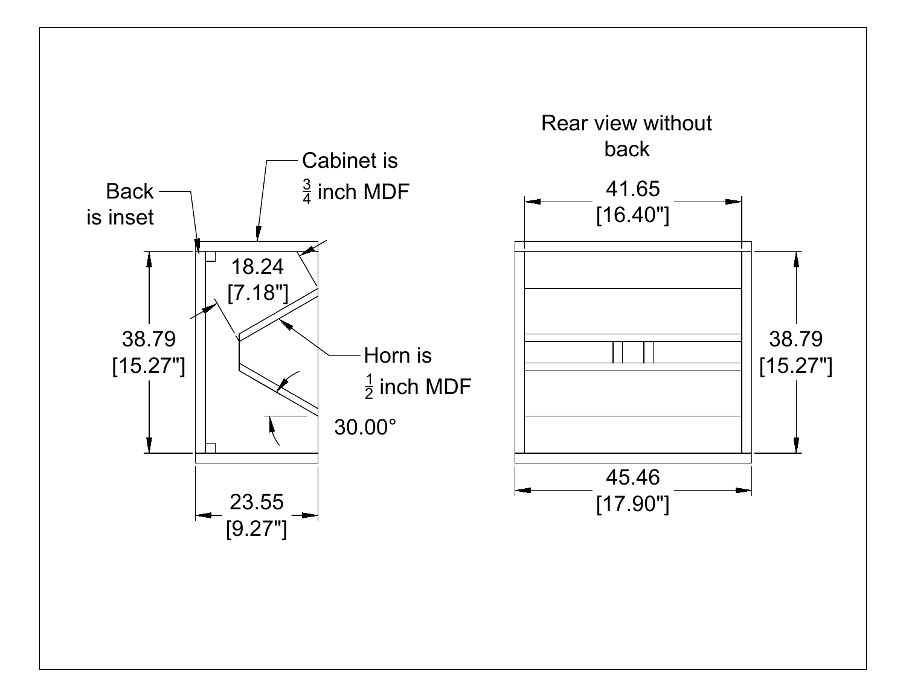Back is inset

Cabinet is $\frac{3}{4}$ inch MDF

18.24 [7.18"]

38.79 [15.27"]

Horn is $\frac{1}{2}$ inch MDF

30.00°

23.55 [9.27"]

Rear view without back

41.65 [16.40"]

38.79 [15.27"]

45.46 [17.90"]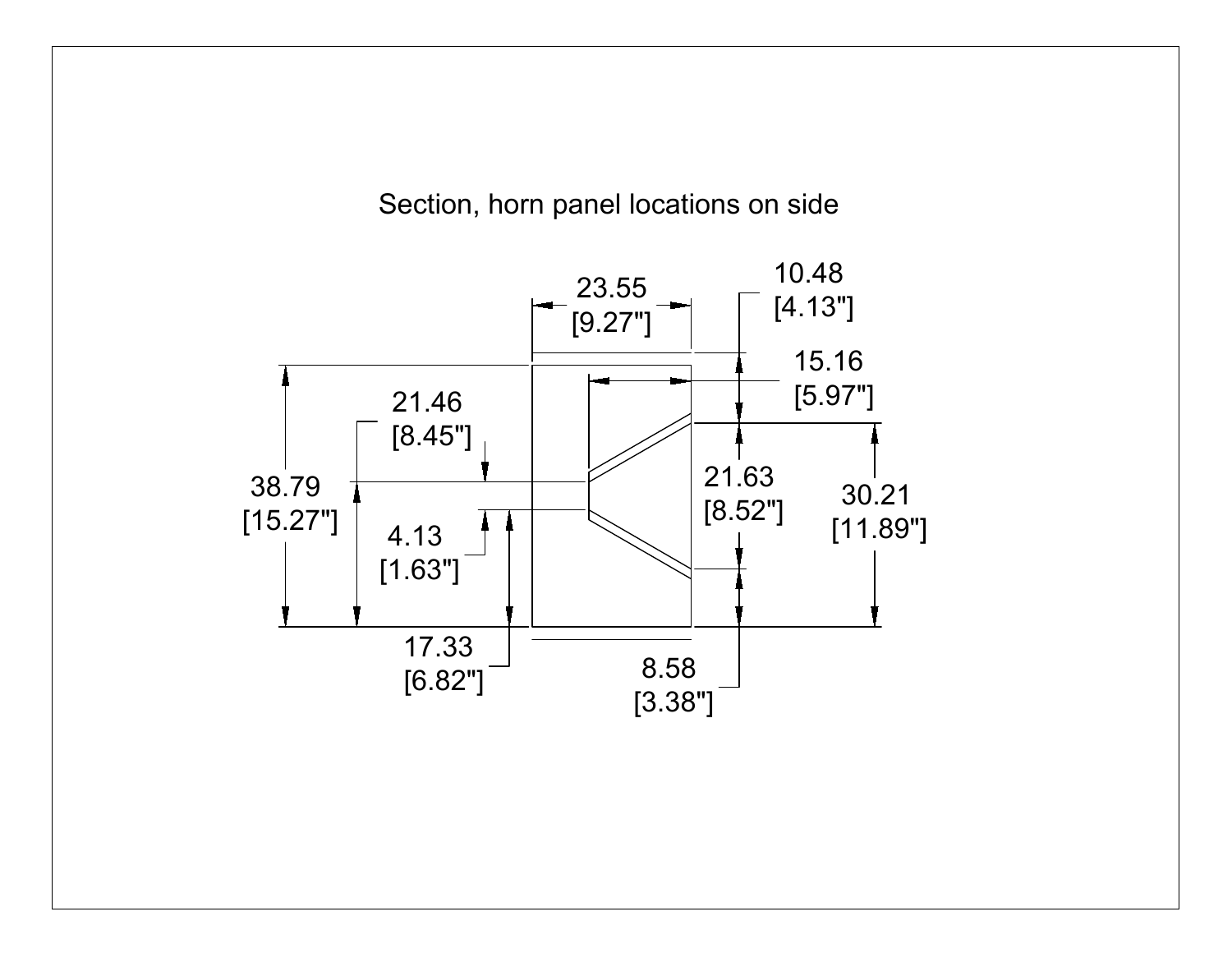Section, horn panel locations on side

23.55
[9.27"]

10.48
[4.13"]

15.16
[5.97"]

21.46
[8.45"]

38.79
[15.27"]

4.13
[1.63"]

21.63
[8.52"]

30.21
[11.89"]

17.33
[6.82"]

8.58
[3.38"]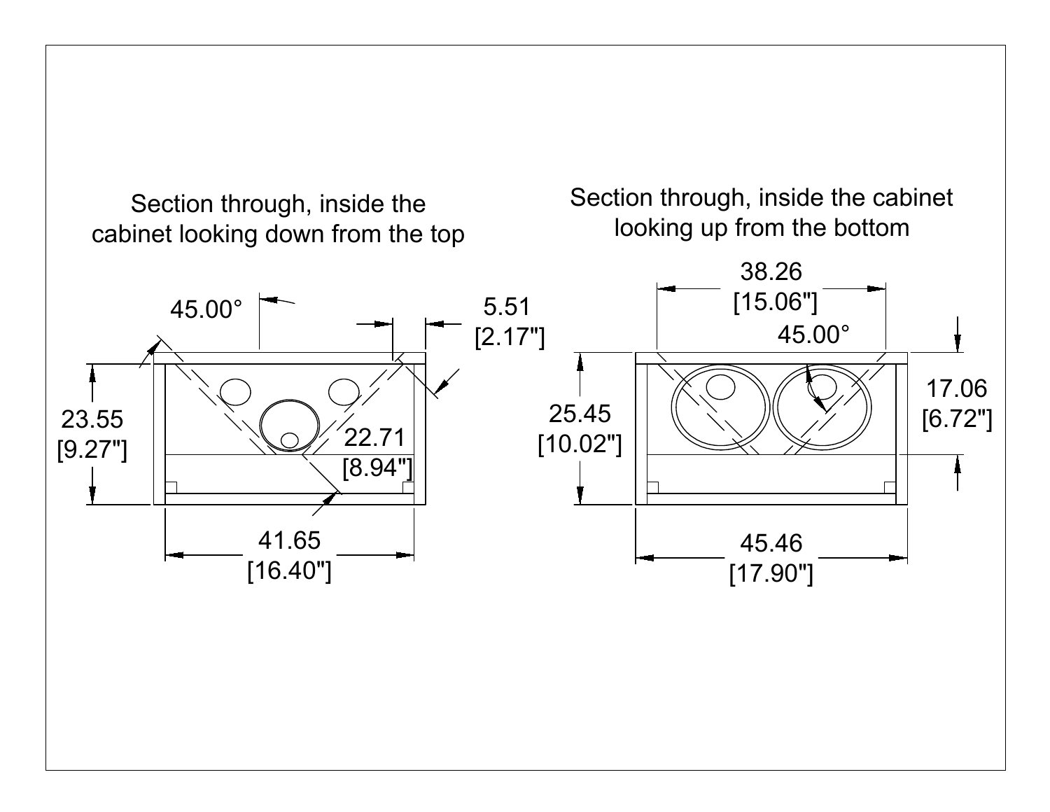Section through, inside the cabinet looking down from the top

45.00°

5.51 [2.17"]

23.55 [9.27"]

22.71 [8.94"]

41.65 [16.40"]

Section through, inside the cabinet looking up from the bottom

38.26 [15.06"]

45.00°

17.06 [6.72"]

25.45 [10.02"]

45.46 [17.90"]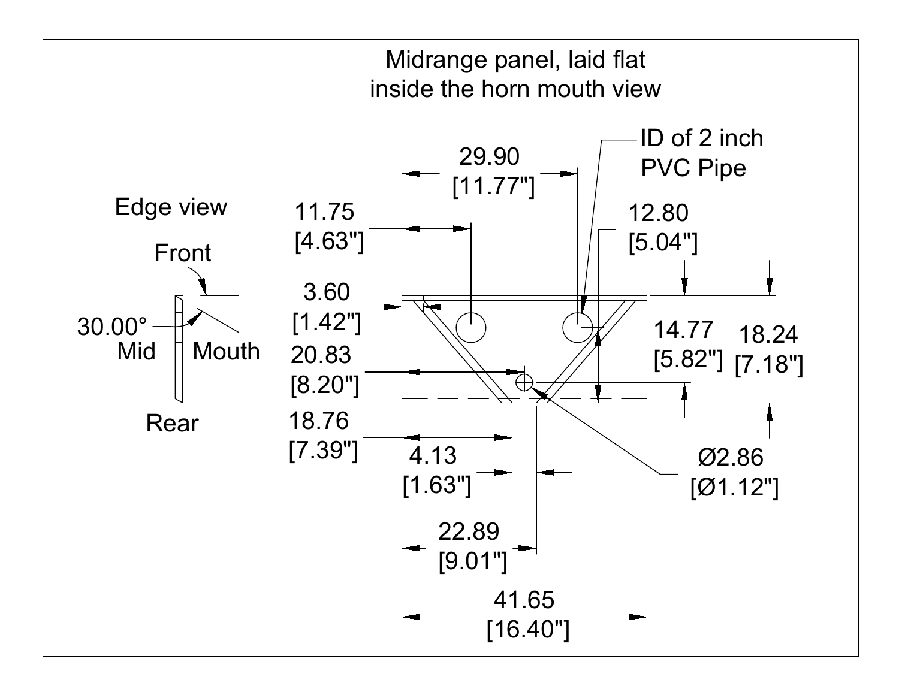Midrange panel, laid flat
inside the horn mouth view

Edge view

Front

30.00°

Mid

Mouth

Rear

ID of 2 inch
PVC Pipe

29.90
[11.77"]

11.75
[4.63"]

12.80
[5.04"]

3.60
[1.42"]

14.77
[5.82"]

18.24
[7.18"]

20.83
[8.20"]

18.76
[7.39"]

4.13
[1.63"]

Ø2.86
[Ø1.12"]

22.89
[9.01"]

41.65
[16.40"]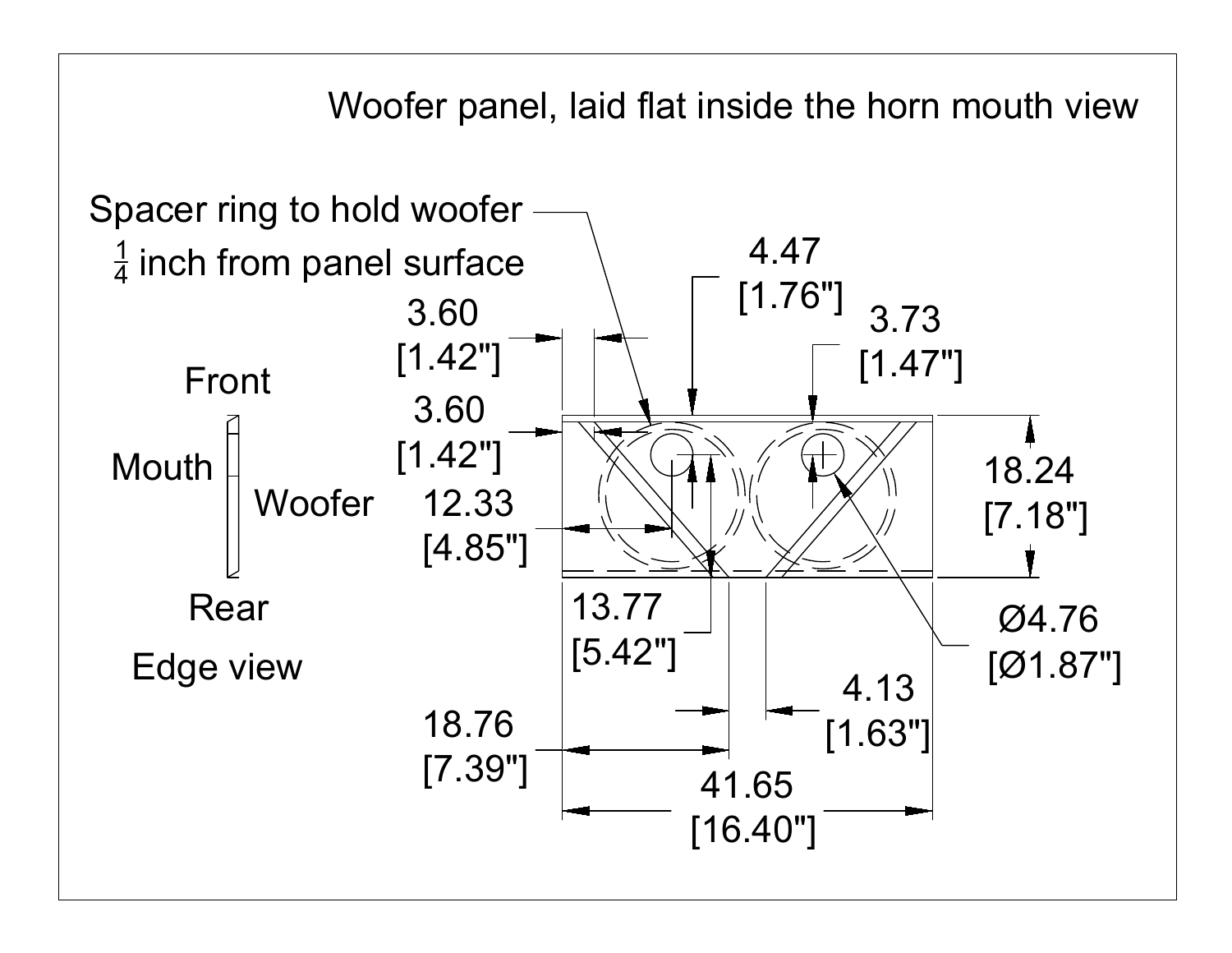Woofer panel, laid flat inside the horn mouth view

Spacer ring to hold woofer $\frac{1}{4}$ inch from panel surface

3.60 [1.42"]

3.60 [1.42"]

4.47 [1.76"]

3.73 [1.47"]

Front

Mouth

Woofer

Rear

Edge view

12.33 [4.85"]

13.77 [5.42"]

18.24 [7.18"]

Ø4.76 [Ø1.87"]

4.13 [1.63"]

18.76 [7.39"]

41.65 [16.40"]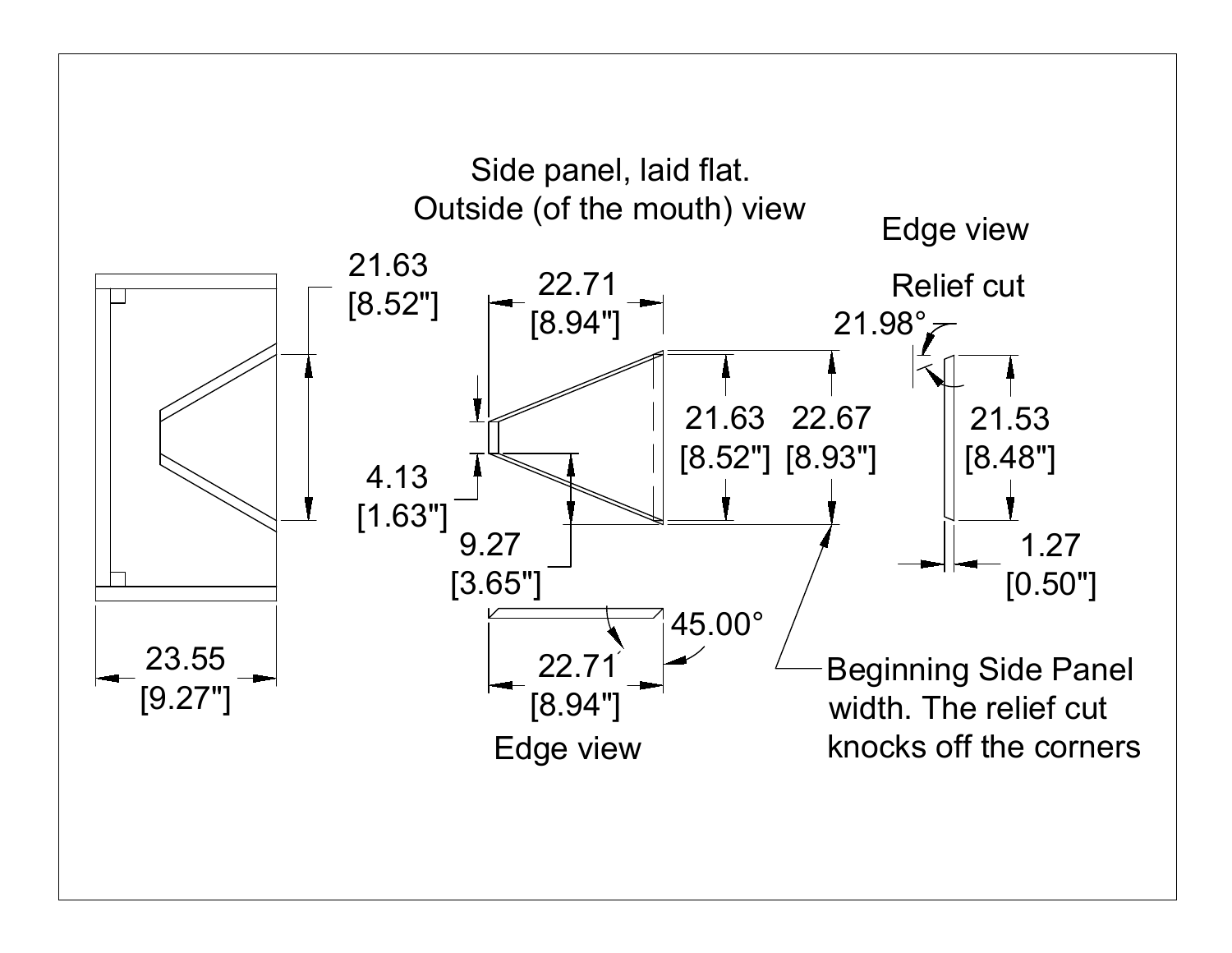Side panel, laid flat.
Outside (of the mouth) view

Edge view

Relief cut

21.98°

21.63
[8.52"]

22.71
[8.94"]

21.63
[8.52"]

22.67
[8.93"]

21.53
[8.48"]

4.13
[1.63"]

9.27
[3.65"]

1.27
[0.50"]

45.00°

22.71
[8.94"]

Edge view

23.55
[9.27"]

Beginning Side Panel width. The relief cut knocks off the corners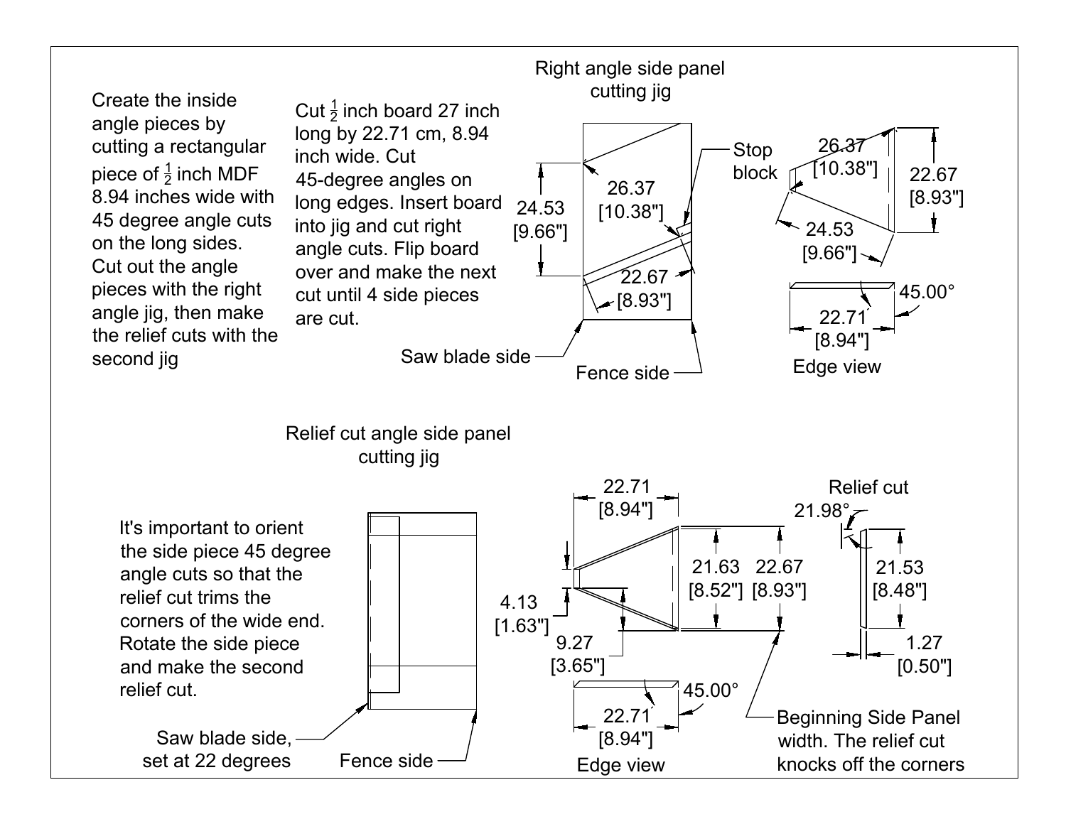Create the inside angle pieces by cutting a rectangular piece of ½ inch MDF 8.94 inches wide with 45 degree angle cuts on the long sides. Cut out the angle pieces with the right angle jig, then make the relief cuts with the second jig

Cut ½ inch board 27 inch long by 22.71 cm, 8.94 inch wide. Cut 45-degree angles on long edges. Insert board into jig and cut right angle cuts. Flip board over and make the next cut until 4 side pieces are cut.

## Right angle side panel cutting jig

24.53 [9.66"]

26.37 [10.38"]

22.67 [8.93"]

Stop block

Saw blade side

Fence side

26.37 [10.38"]

22.67 [8.93"]

24.53 [9.66"]

45.00°

22.71 [8.94"]

Edge view

## Relief cut angle side panel cutting jig

It's important to orient the side piece 45 degree angle cuts so that the relief cut trims the corners of the wide end. Rotate the side piece and make the second relief cut.

Saw blade side, set at 22 degrees

Fence side

22.71 [8.94"]

4.13 [1.63"]

9.27 [3.65"]

21.63 [8.52"]

22.67 [8.93"]

45.00°

22.71 [8.94"]

Edge view

Relief cut

21.98°

21.53 [8.48"]

1.27 [0.50"]

Beginning Side Panel width. The relief cut knocks off the corners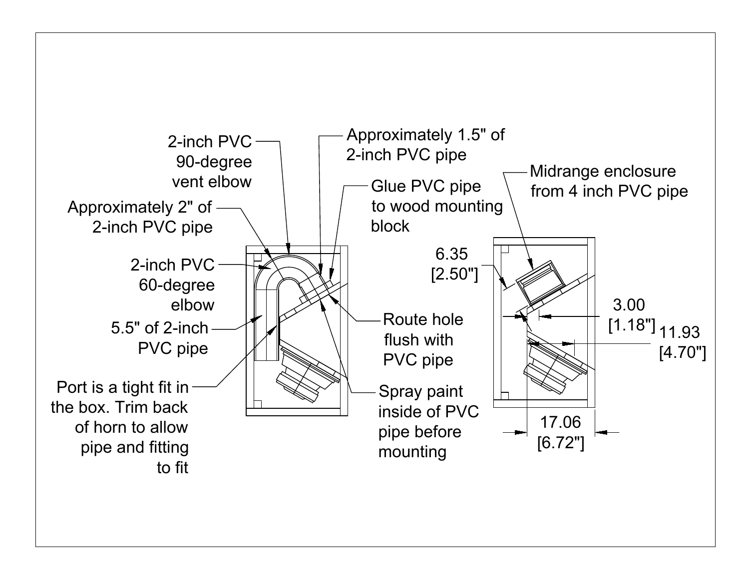2-inch PVC 90-degree vent elbow

Approximately 1.5" of 2-inch PVC pipe

Glue PVC pipe to wood mounting block

Approximately 2" of 2-inch PVC pipe

2-inch PVC 60-degree elbow

5.5" of 2-inch PVC pipe

Route hole flush with PVC pipe

Port is a tight fit in the box. Trim back of horn to allow pipe and fitting to fit

Spray paint inside of PVC pipe before mounting

Midrange enclosure from 4 inch PVC pipe

6.35 [2.50"]

3.00 [1.18"]

11.93 [4.70"]

17.06 [6.72"]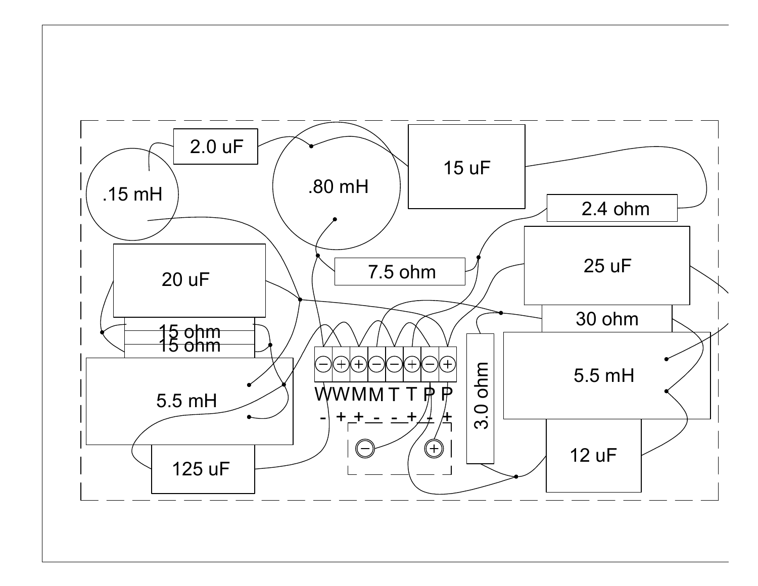2.0 uF

.15 mH

.80 mH

15 uF

2.4 ohm

20 uF

7.5 ohm

25 uF

30 ohm

15 ohm

15 ohm

5.5 mH

W W M M T T P P

- + + - - + - +

3.0 ohm

5.5 mH

125 uF

12 uF